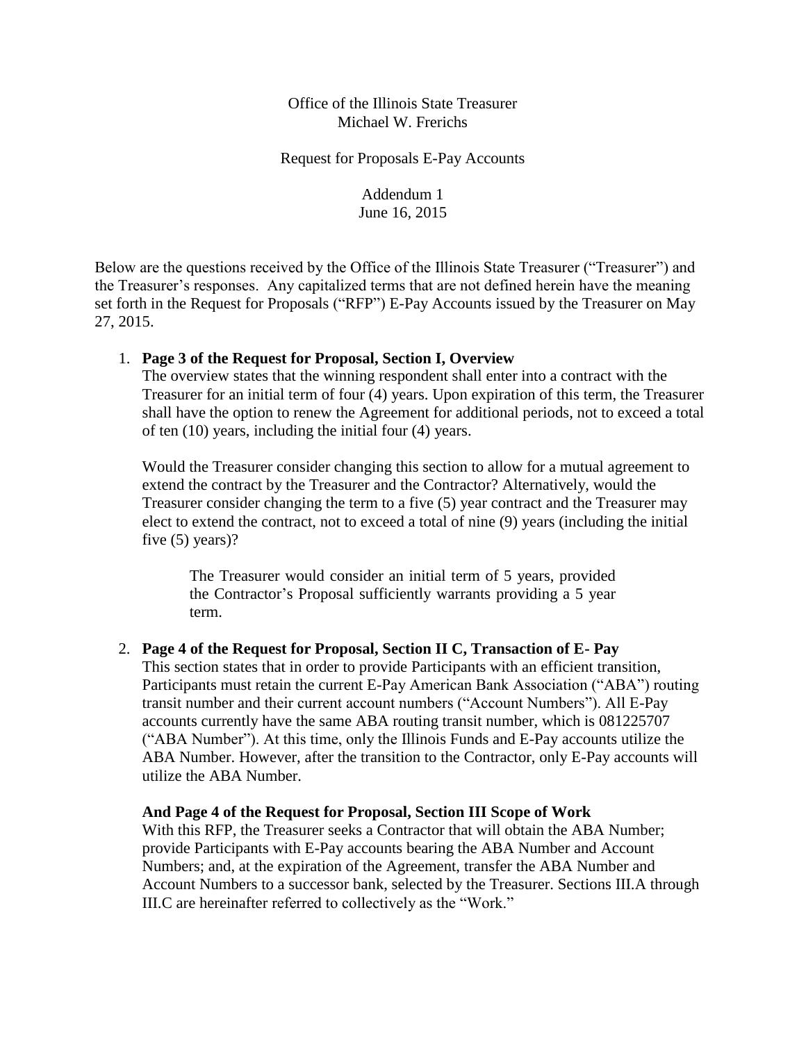Office of the Illinois State Treasurer
Michael W. Frerichs

Request for Proposals E-Pay Accounts

Addendum 1
June 16, 2015

Below are the questions received by the Office of the Illinois State Treasurer ("Treasurer") and the Treasurer's responses. Any capitalized terms that are not defined herein have the meaning set forth in the Request for Proposals ("RFP") E-Pay Accounts issued by the Treasurer on May 27, 2015.

1. **Page 3 of the Request for Proposal, Section I, Overview**
   The overview states that the winning respondent shall enter into a contract with the Treasurer for an initial term of four (4) years. Upon expiration of this term, the Treasurer shall have the option to renew the Agreement for additional periods, not to exceed a total of ten (10) years, including the initial four (4) years.

   Would the Treasurer consider changing this section to allow for a mutual agreement to extend the contract by the Treasurer and the Contractor? Alternatively, would the Treasurer consider changing the term to a five (5) year contract and the Treasurer may elect to extend the contract, not to exceed a total of nine (9) years (including the initial five (5) years)?

   > The Treasurer would consider an initial term of 5 years, provided the Contractor's Proposal sufficiently warrants providing a 5 year term.

2. **Page 4 of the Request for Proposal, Section II C, Transaction of E- Pay**
   This section states that in order to provide Participants with an efficient transition, Participants must retain the current E-Pay American Bank Association ("ABA") routing transit number and their current account numbers ("Account Numbers"). All E-Pay accounts currently have the same ABA routing transit number, which is 081225707 ("ABA Number"). At this time, only the Illinois Funds and E-Pay accounts utilize the ABA Number. However, after the transition to the Contractor, only E-Pay accounts will utilize the ABA Number.

   **And Page 4 of the Request for Proposal, Section III Scope of Work**
   With this RFP, the Treasurer seeks a Contractor that will obtain the ABA Number; provide Participants with E-Pay accounts bearing the ABA Number and Account Numbers; and, at the expiration of the Agreement, transfer the ABA Number and Account Numbers to a successor bank, selected by the Treasurer. Sections III.A through III.C are hereinafter referred to collectively as the "Work."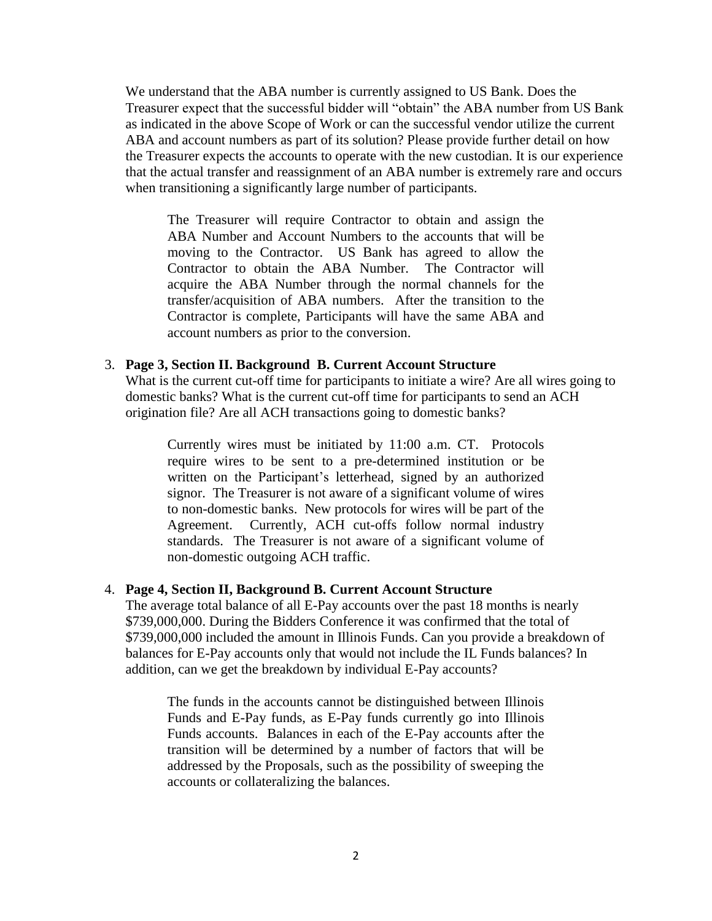We understand that the ABA number is currently assigned to US Bank. Does the Treasurer expect that the successful bidder will "obtain" the ABA number from US Bank as indicated in the above Scope of Work or can the successful vendor utilize the current ABA and account numbers as part of its solution? Please provide further detail on how the Treasurer expects the accounts to operate with the new custodian. It is our experience that the actual transfer and reassignment of an ABA number is extremely rare and occurs when transitioning a significantly large number of participants.

> The Treasurer will require Contractor to obtain and assign the ABA Number and Account Numbers to the accounts that will be moving to the Contractor. US Bank has agreed to allow the Contractor to obtain the ABA Number. The Contractor will acquire the ABA Number through the normal channels for the transfer/acquisition of ABA numbers. After the transition to the Contractor is complete, Participants will have the same ABA and account numbers as prior to the conversion.

3. **Page 3, Section II. Background B. Current Account Structure**
   What is the current cut-off time for participants to initiate a wire? Are all wires going to domestic banks? What is the current cut-off time for participants to send an ACH origination file? Are all ACH transactions going to domestic banks?

   > Currently wires must be initiated by 11:00 a.m. CT. Protocols require wires to be sent to a pre-determined institution or be written on the Participant's letterhead, signed by an authorized signor. The Treasurer is not aware of a significant volume of wires to non-domestic banks. New protocols for wires will be part of the Agreement. Currently, ACH cut-offs follow normal industry standards. The Treasurer is not aware of a significant volume of non-domestic outgoing ACH traffic.

4. **Page 4, Section II, Background B. Current Account Structure**
   The average total balance of all E-Pay accounts over the past 18 months is nearly $739,000,000. During the Bidders Conference it was confirmed that the total of $739,000,000 included the amount in Illinois Funds. Can you provide a breakdown of balances for E-Pay accounts only that would not include the IL Funds balances? In addition, can we get the breakdown by individual E-Pay accounts?

   > The funds in the accounts cannot be distinguished between Illinois Funds and E-Pay funds, as E-Pay funds currently go into Illinois Funds accounts. Balances in each of the E-Pay accounts after the transition will be determined by a number of factors that will be addressed by the Proposals, such as the possibility of sweeping the accounts or collateralizing the balances.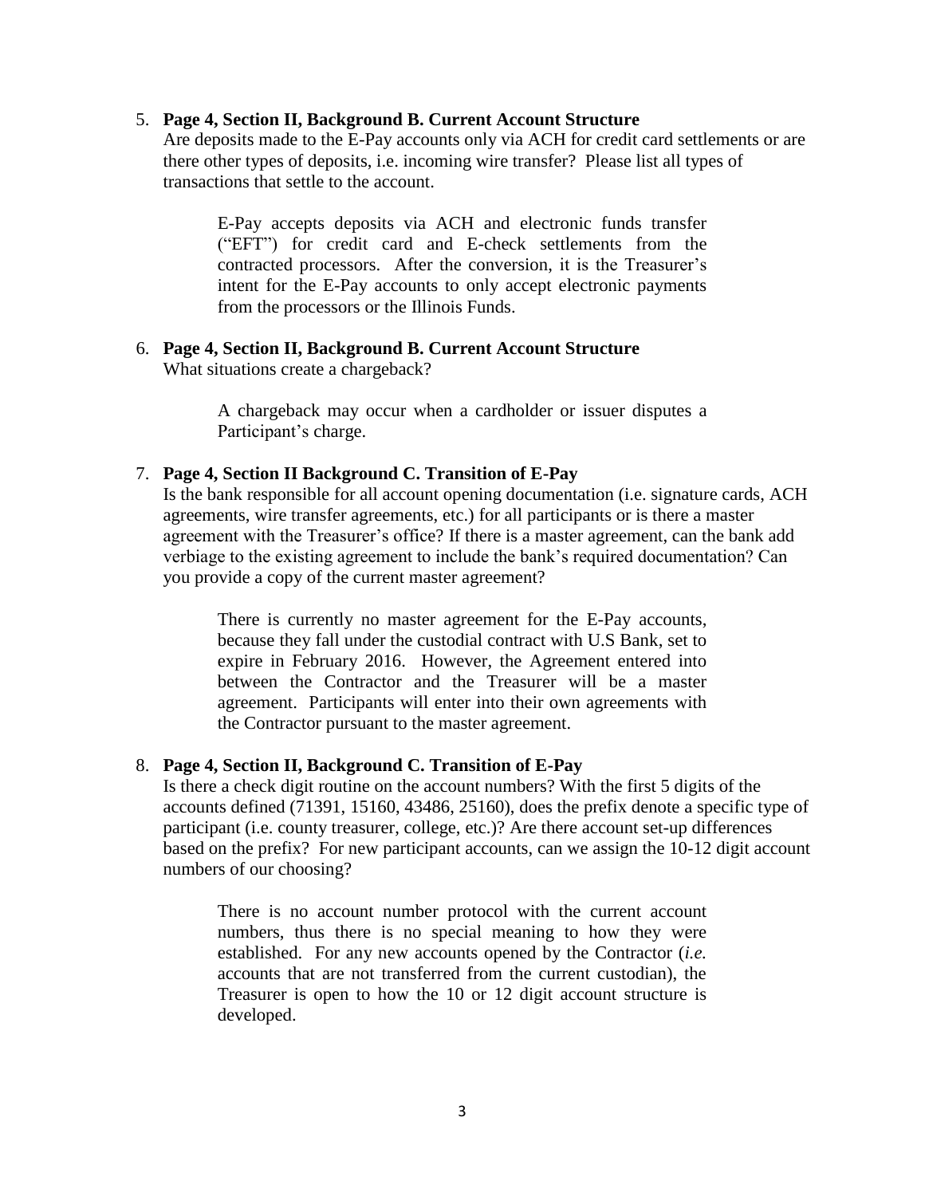5. **Page 4, Section II, Background B. Current Account Structure**
   Are deposits made to the E-Pay accounts only via ACH for credit card settlements or are there other types of deposits, i.e. incoming wire transfer? Please list all types of transactions that settle to the account.

   > E-Pay accepts deposits via ACH and electronic funds transfer ("EFT") for credit card and E-check settlements from the contracted processors. After the conversion, it is the Treasurer's intent for the E-Pay accounts to only accept electronic payments from the processors or the Illinois Funds.

6. **Page 4, Section II, Background B. Current Account Structure**
   What situations create a chargeback?

   > A chargeback may occur when a cardholder or issuer disputes a Participant's charge.

7. **Page 4, Section II Background C. Transition of E-Pay**
   Is the bank responsible for all account opening documentation (i.e. signature cards, ACH agreements, wire transfer agreements, etc.) for all participants or is there a master agreement with the Treasurer's office? If there is a master agreement, can the bank add verbiage to the existing agreement to include the bank's required documentation? Can you provide a copy of the current master agreement?

   > There is currently no master agreement for the E-Pay accounts, because they fall under the custodial contract with U.S Bank, set to expire in February 2016. However, the Agreement entered into between the Contractor and the Treasurer will be a master agreement. Participants will enter into their own agreements with the Contractor pursuant to the master agreement.

8. **Page 4, Section II, Background C. Transition of E-Pay**
   Is there a check digit routine on the account numbers? With the first 5 digits of the accounts defined (71391, 15160, 43486, 25160), does the prefix denote a specific type of participant (i.e. county treasurer, college, etc.)? Are there account set-up differences based on the prefix? For new participant accounts, can we assign the 10-12 digit account numbers of our choosing?

   > There is no account number protocol with the current account numbers, thus there is no special meaning to how they were established. For any new accounts opened by the Contractor (*i.e.* accounts that are not transferred from the current custodian), the Treasurer is open to how the 10 or 12 digit account structure is developed.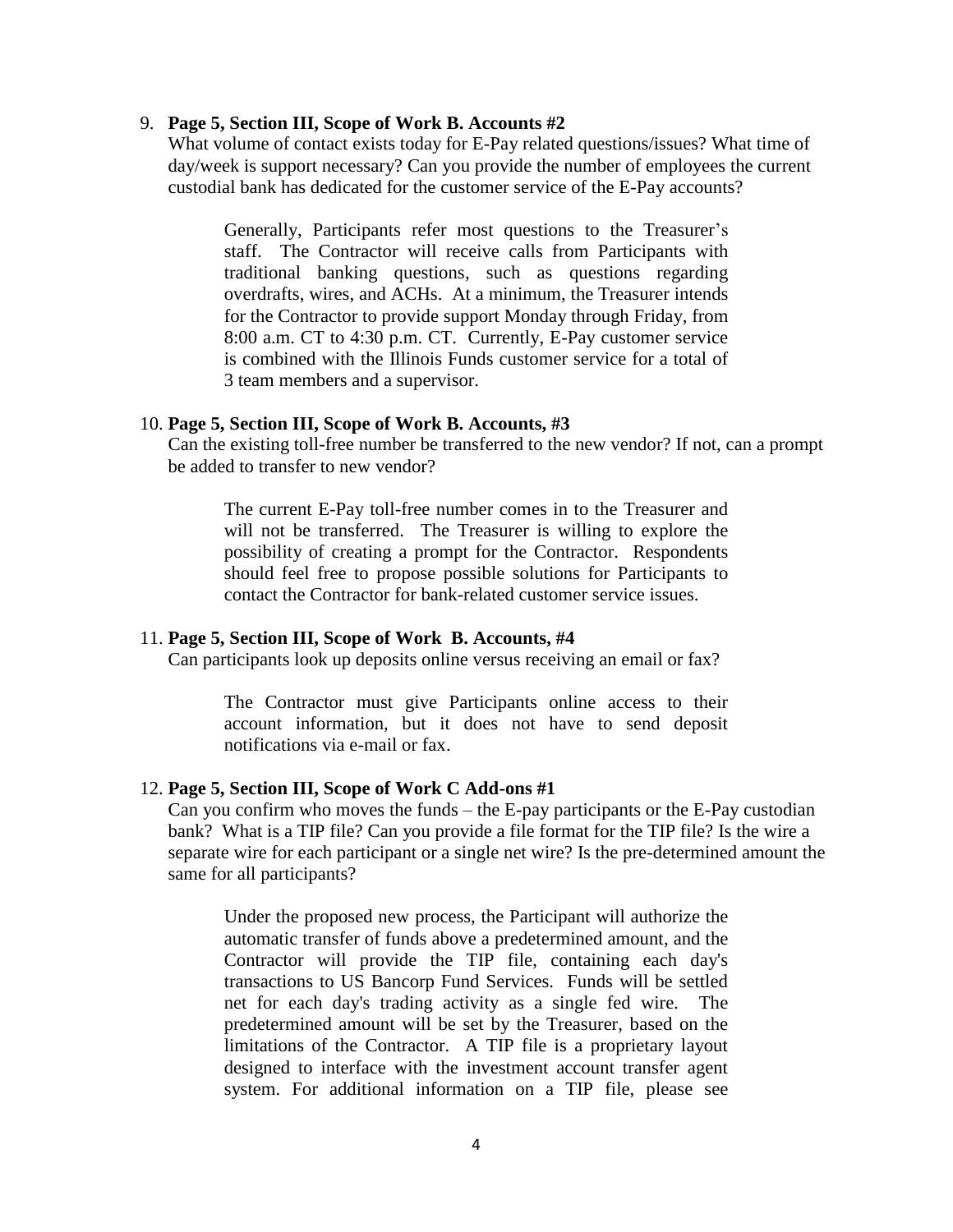9. **Page 5, Section III, Scope of Work B. Accounts #2**
   What volume of contact exists today for E-Pay related questions/issues? What time of day/week is support necessary? Can you provide the number of employees the current custodial bank has dedicated for the customer service of the E-Pay accounts?

   > Generally, Participants refer most questions to the Treasurer's staff. The Contractor will receive calls from Participants with traditional banking questions, such as questions regarding overdrafts, wires, and ACHs. At a minimum, the Treasurer intends for the Contractor to provide support Monday through Friday, from 8:00 a.m. CT to 4:30 p.m. CT. Currently, E-Pay customer service is combined with the Illinois Funds customer service for a total of 3 team members and a supervisor.

10. **Page 5, Section III, Scope of Work B. Accounts, #3**
    Can the existing toll-free number be transferred to the new vendor? If not, can a prompt be added to transfer to new vendor?

    > The current E-Pay toll-free number comes in to the Treasurer and will not be transferred. The Treasurer is willing to explore the possibility of creating a prompt for the Contractor. Respondents should feel free to propose possible solutions for Participants to contact the Contractor for bank-related customer service issues.

11. **Page 5, Section III, Scope of Work B. Accounts, #4**
    Can participants look up deposits online versus receiving an email or fax?

    > The Contractor must give Participants online access to their account information, but it does not have to send deposit notifications via e-mail or fax.

12. **Page 5, Section III, Scope of Work C Add-ons #1**
    Can you confirm who moves the funds – the E-pay participants or the E-Pay custodian bank? What is a TIP file? Can you provide a file format for the TIP file? Is the wire a separate wire for each participant or a single net wire? Is the pre-determined amount the same for all participants?

    > Under the proposed new process, the Participant will authorize the automatic transfer of funds above a predetermined amount, and the Contractor will provide the TIP file, containing each day's transactions to US Bancorp Fund Services. Funds will be settled net for each day's trading activity as a single fed wire. The predetermined amount will be set by the Treasurer, based on the limitations of the Contractor. A TIP file is a proprietary layout designed to interface with the investment account transfer agent system. For additional information on a TIP file, please see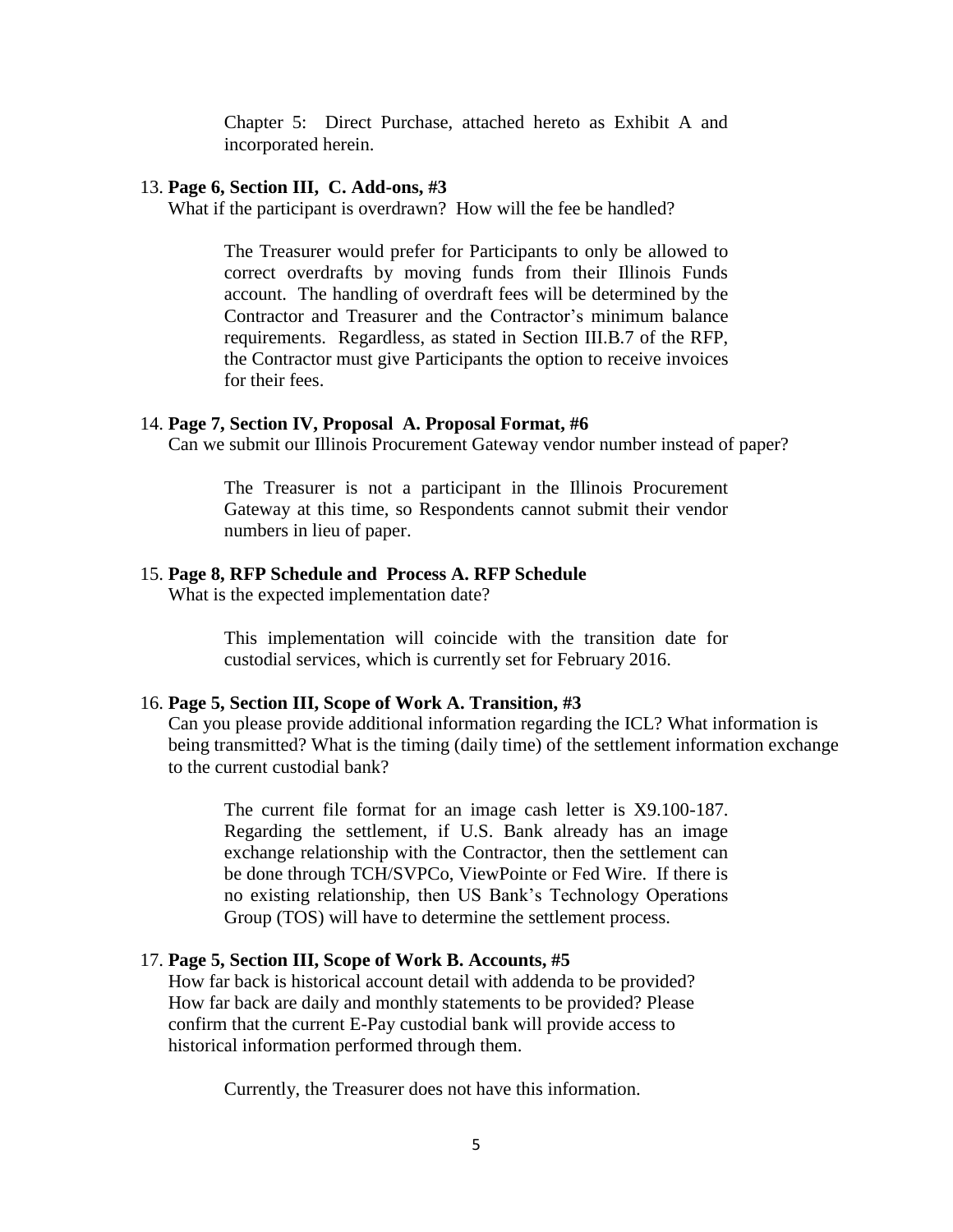Chapter 5: Direct Purchase, attached hereto as Exhibit A and incorporated herein.

13. **Page 6, Section III, C. Add-ons, #3**
    What if the participant is overdrawn? How will the fee be handled?

    > The Treasurer would prefer for Participants to only be allowed to correct overdrafts by moving funds from their Illinois Funds account. The handling of overdraft fees will be determined by the Contractor and Treasurer and the Contractor's minimum balance requirements. Regardless, as stated in Section III.B.7 of the RFP, the Contractor must give Participants the option to receive invoices for their fees.

14. **Page 7, Section IV, Proposal A. Proposal Format, #6**
    Can we submit our Illinois Procurement Gateway vendor number instead of paper?

    > The Treasurer is not a participant in the Illinois Procurement Gateway at this time, so Respondents cannot submit their vendor numbers in lieu of paper.

15. **Page 8, RFP Schedule and Process A. RFP Schedule**
    What is the expected implementation date?

    > This implementation will coincide with the transition date for custodial services, which is currently set for February 2016.

16. **Page 5, Section III, Scope of Work A. Transition, #3**
    Can you please provide additional information regarding the ICL? What information is being transmitted? What is the timing (daily time) of the settlement information exchange to the current custodial bank?

    > The current file format for an image cash letter is X9.100-187. Regarding the settlement, if U.S. Bank already has an image exchange relationship with the Contractor, then the settlement can be done through TCH/SVPCo, ViewPointe or Fed Wire. If there is no existing relationship, then US Bank's Technology Operations Group (TOS) will have to determine the settlement process.

17. **Page 5, Section III, Scope of Work B. Accounts, #5**
    How far back is historical account detail with addenda to be provided? How far back are daily and monthly statements to be provided? Please confirm that the current E-Pay custodial bank will provide access to historical information performed through them.

    > Currently, the Treasurer does not have this information.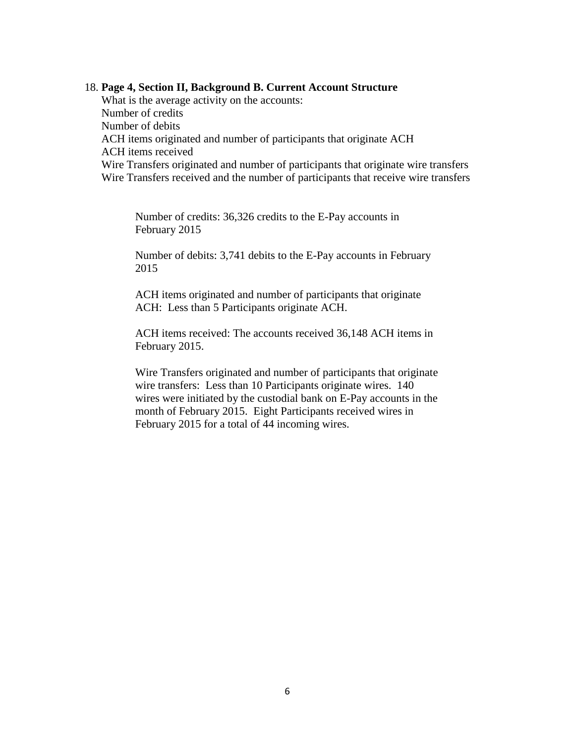18. **Page 4, Section II, Background B. Current Account Structure**
    What is the average activity on the accounts:
    Number of credits
    Number of debits
    ACH items originated and number of participants that originate ACH
    ACH items received
    Wire Transfers originated and number of participants that originate wire transfers
    Wire Transfers received and the number of participants that receive wire transfers

    Number of credits: 36,326 credits to the E-Pay accounts in February 2015

    Number of debits: 3,741 debits to the E-Pay accounts in February 2015

    ACH items originated and number of participants that originate ACH: Less than 5 Participants originate ACH.

    ACH items received: The accounts received 36,148 ACH items in February 2015.

    Wire Transfers originated and number of participants that originate wire transfers: Less than 10 Participants originate wires. 140 wires were initiated by the custodial bank on E-Pay accounts in the month of February 2015. Eight Participants received wires in February 2015 for a total of 44 incoming wires.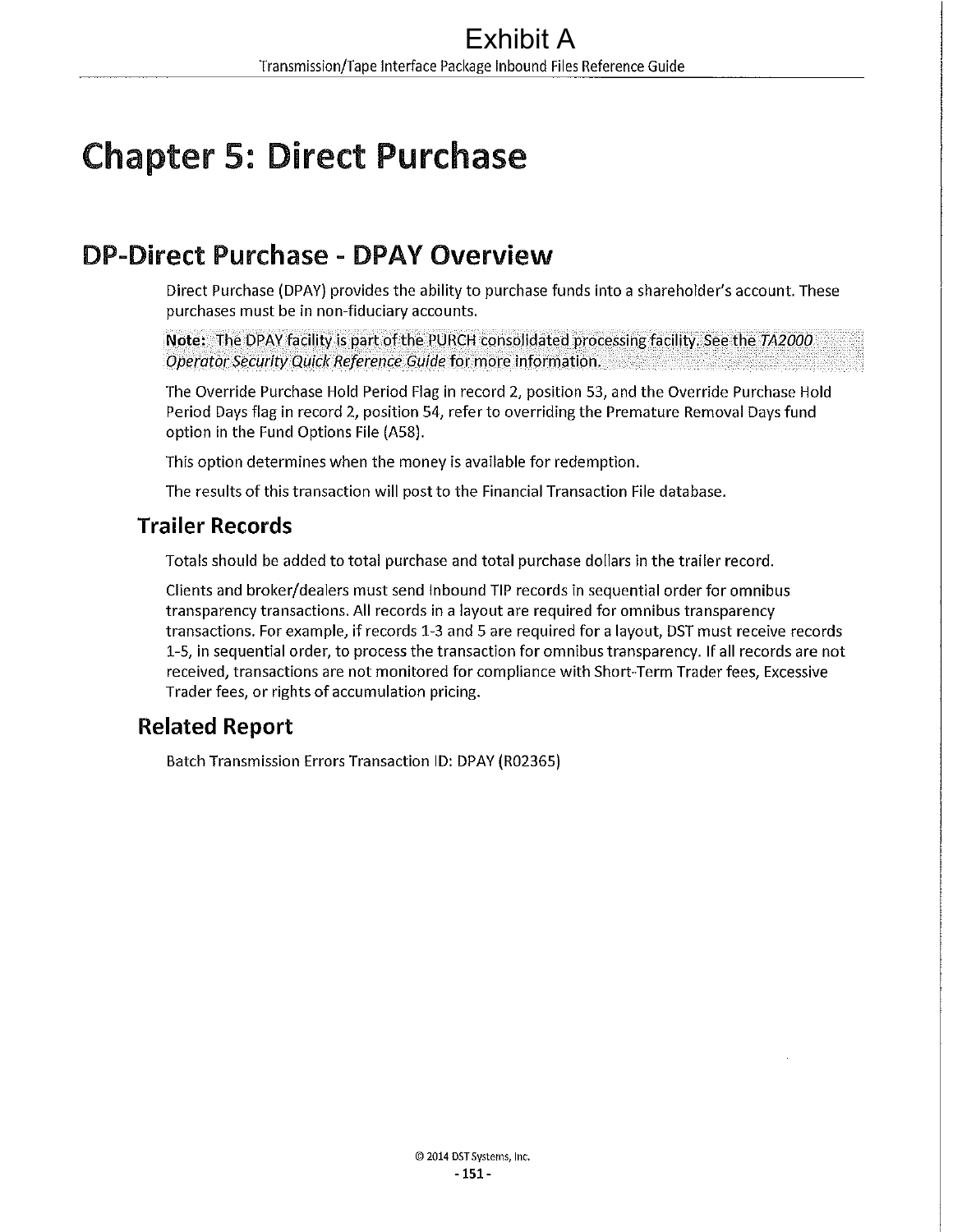# Chapter 5: Direct Purchase

## DP-Direct Purchase - DPAY Overview

Direct Purchase (DPAY) provides the ability to purchase funds into a shareholder's account. These purchases must be in non-fiduciary accounts.

**Note:** The DPAY facility is part of the PURCH consolidated processing facility. See the *TA2000 Operator Security Quick Reference Guide* for more information.

The Override Purchase Hold Period Flag in record 2, position 53, and the Override Purchase Hold Period Days flag in record 2, position 54, refer to overriding the Premature Removal Days fund option in the Fund Options File (A58).

This option determines when the money is available for redemption.

The results of this transaction will post to the Financial Transaction File database.

### Trailer Records

Totals should be added to total purchase and total purchase dollars in the trailer record.

Clients and broker/dealers must send Inbound TIP records in sequential order for omnibus transparency transactions. All records in a layout are required for omnibus transparency transactions. For example, if records 1-3 and 5 are required for a layout, DST must receive records 1-5, in sequential order, to process the transaction for omnibus transparency. If all records are not received, transactions are not monitored for compliance with Short-Term Trader fees, Excessive Trader fees, or rights of accumulation pricing.

### Related Report

Batch Transmission Errors Transaction ID: DPAY (R02365)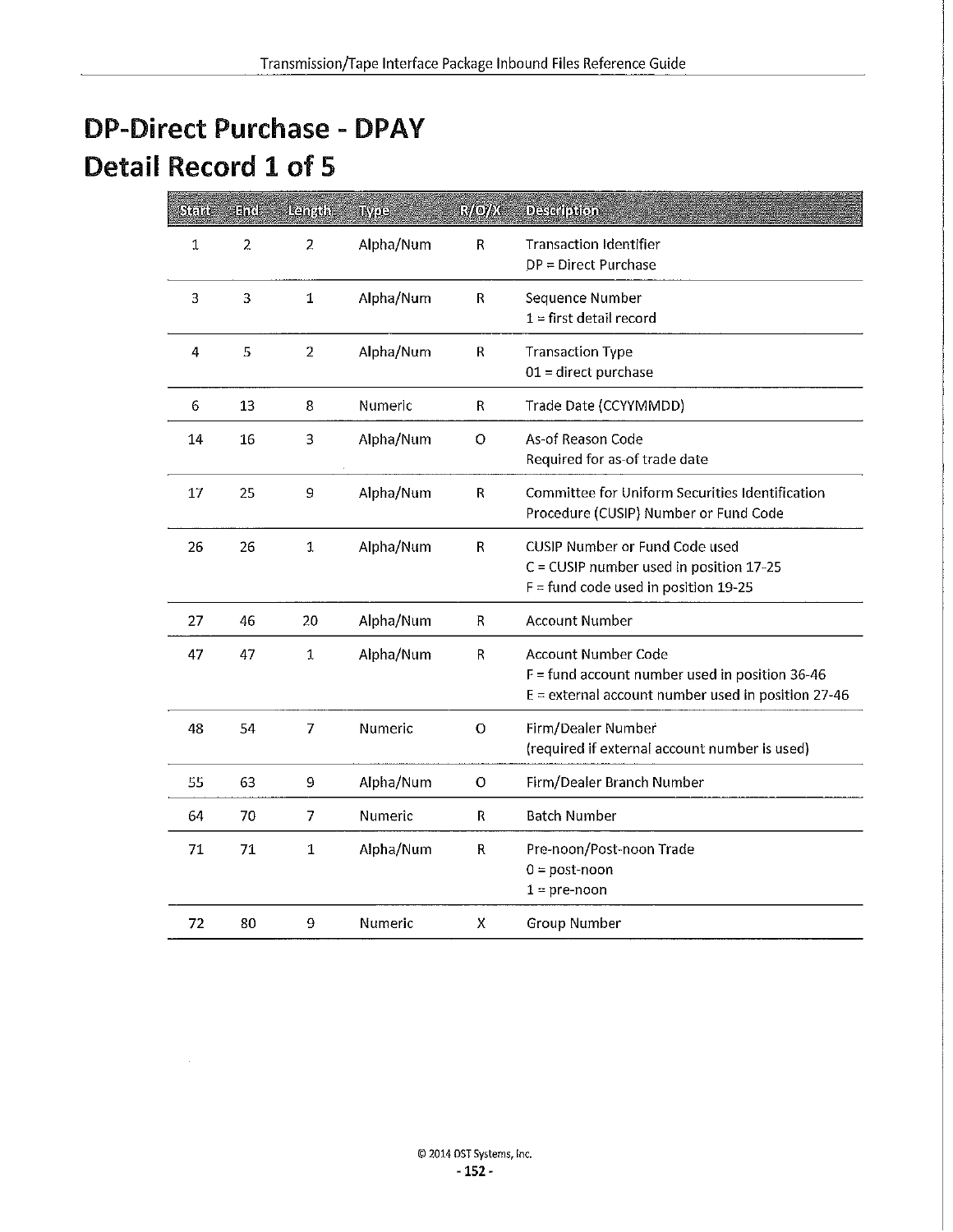# DP-Direct Purchase - DPAY
# Detail Record 1 of 5

| Start | End | Length | Type | R/O/X | Description |
|---|---|---|---|---|---|
| 1 | 2 | 2 | Alpha/Num | R | Transaction Identifier<br>DP = Direct Purchase |
| 3 | 3 | 1 | Alpha/Num | R | Sequence Number<br>1 = first detail record |
| 4 | 5 | 2 | Alpha/Num | R | Transaction Type<br>01 = direct purchase |
| 6 | 13 | 8 | Numeric | R | Trade Date (CCYYMMDD) |
| 14 | 16 | 3 | Alpha/Num | O | As-of Reason Code<br>Required for as-of trade date |
| 17 | 25 | 9 | Alpha/Num | R | Committee for Uniform Securities Identification Procedure (CUSIP) Number or Fund Code |
| 26 | 26 | 1 | Alpha/Num | R | CUSIP Number or Fund Code used<br>C = CUSIP number used in position 17-25<br>F = fund code used in position 19-25 |
| 27 | 46 | 20 | Alpha/Num | R | Account Number |
| 47 | 47 | 1 | Alpha/Num | R | Account Number Code<br>F = fund account number used in position 36-46<br>E = external account number used in position 27-46 |
| 48 | 54 | 7 | Numeric | O | Firm/Dealer Number<br>(required if external account number is used) |
| 55 | 63 | 9 | Alpha/Num | O | Firm/Dealer Branch Number |
| 64 | 70 | 7 | Numeric | R | Batch Number |
| 71 | 71 | 1 | Alpha/Num | R | Pre-noon/Post-noon Trade<br>0 = post-noon<br>1 = pre-noon |
| 72 | 80 | 9 | Numeric | X | Group Number |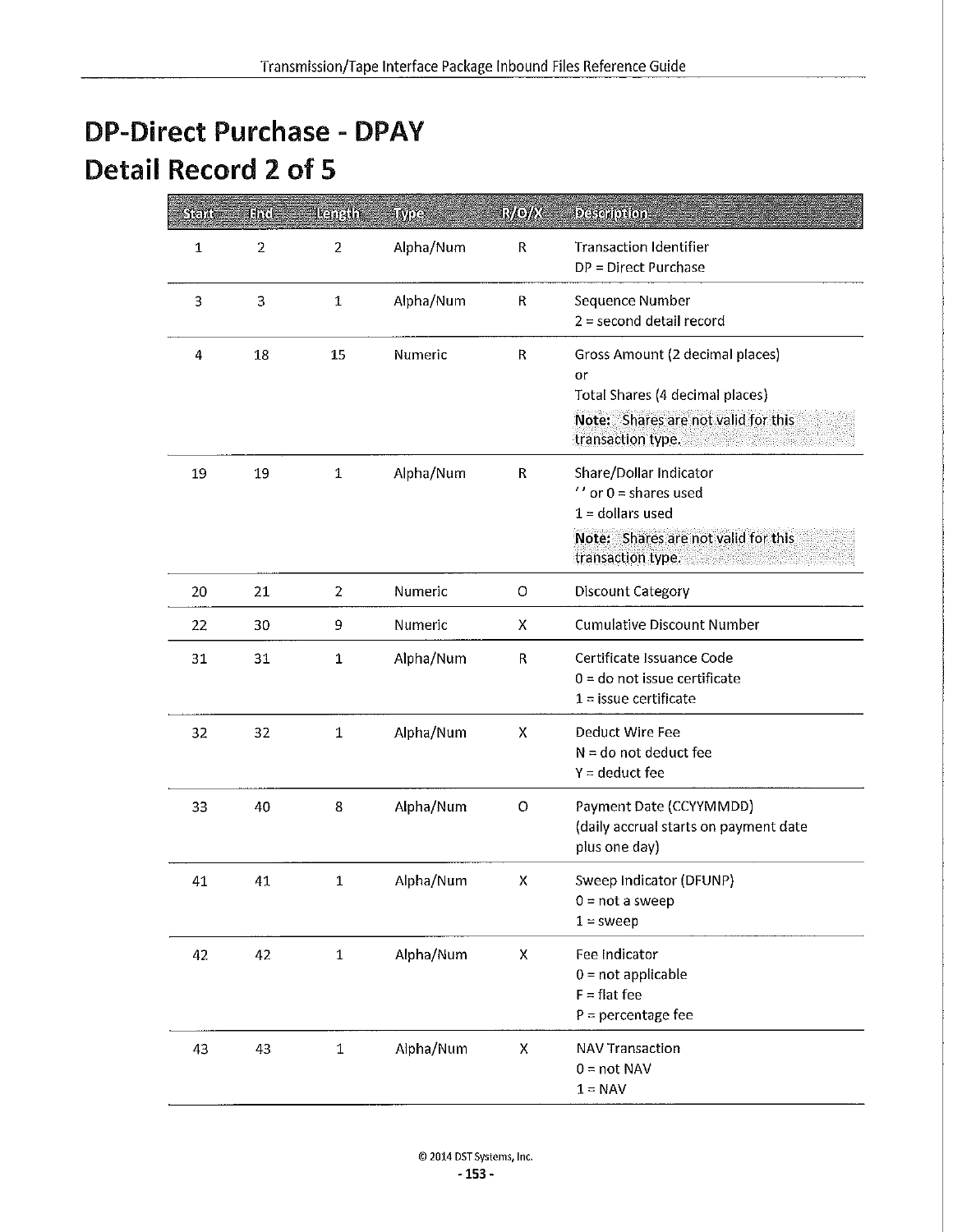# DP-Direct Purchase - DPAY

# Detail Record 2 of 5

| Start | End | Length | Type | R/O/X | Description |
|---|---|---|---|---|---|
| 1 | 2 | 2 | Alpha/Num | R | Transaction Identifier<br>DP = Direct Purchase |
| 3 | 3 | 1 | Alpha/Num | R | Sequence Number<br>2 = second detail record |
| 4 | 18 | 15 | Numeric | R | Gross Amount (2 decimal places)<br>or<br>Total Shares (4 decimal places)<br>**Note:** Shares are not valid for this transaction type. |
| 19 | 19 | 1 | Alpha/Num | R | Share/Dollar Indicator<br>' ' or 0 = shares used<br>1 = dollars used<br>**Note:** Shares are not valid for this transaction type. |
| 20 | 21 | 2 | Numeric | O | Discount Category |
| 22 | 30 | 9 | Numeric | X | Cumulative Discount Number |
| 31 | 31 | 1 | Alpha/Num | R | Certificate Issuance Code<br>0 = do not issue certificate<br>1 = issue certificate |
| 32 | 32 | 1 | Alpha/Num | X | Deduct Wire Fee<br>N = do not deduct fee<br>Y = deduct fee |
| 33 | 40 | 8 | Alpha/Num | O | Payment Date (CCYYMMDD)<br>(daily accrual starts on payment date plus one day) |
| 41 | 41 | 1 | Alpha/Num | X | Sweep Indicator (DFUNP)<br>0 = not a sweep<br>1 = sweep |
| 42 | 42 | 1 | Alpha/Num | X | Fee Indicator<br>0 = not applicable<br>F = flat fee<br>P = percentage fee |
| 43 | 43 | 1 | Alpha/Num | X | NAV Transaction<br>0 = not NAV<br>1 = NAV |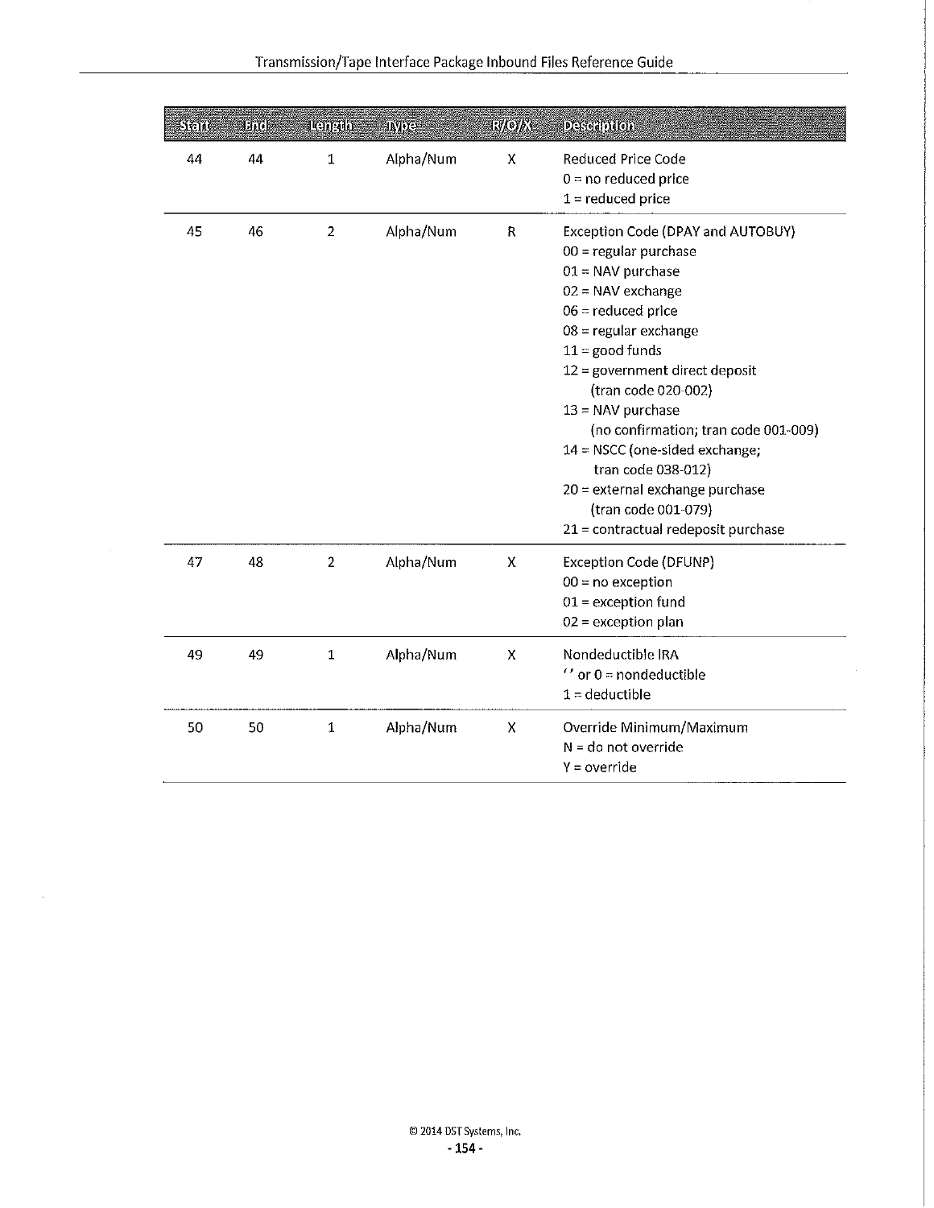| Start | End | Length | Type | R/O/X | Description |
|---|---|---|---|---|---|
| 44 | 44 | 1 | Alpha/Num | X | Reduced Price Code<br>0 = no reduced price<br>1 = reduced price |
| 45 | 46 | 2 | Alpha/Num | R | Exception Code (DPAY and AUTOBUY)<br>00 = regular purchase<br>01 = NAV purchase<br>02 = NAV exchange<br>06 = reduced price<br>08 = regular exchange<br>11 = good funds<br>12 = government direct deposit (tran code 020-002)<br>13 = NAV purchase (no confirmation; tran code 001-009)<br>14 = NSCC (one-sided exchange; tran code 038-012)<br>20 = external exchange purchase (tran code 001-079)<br>21 = contractual redeposit purchase |
| 47 | 48 | 2 | Alpha/Num | X | Exception Code (DFUNP)<br>00 = no exception<br>01 = exception fund<br>02 = exception plan |
| 49 | 49 | 1 | Alpha/Num | X | Nondeductible IRA<br>'' or 0 = nondeductible<br>1 = deductible |
| 50 | 50 | 1 | Alpha/Num | X | Override Minimum/Maximum<br>N = do not override<br>Y = override |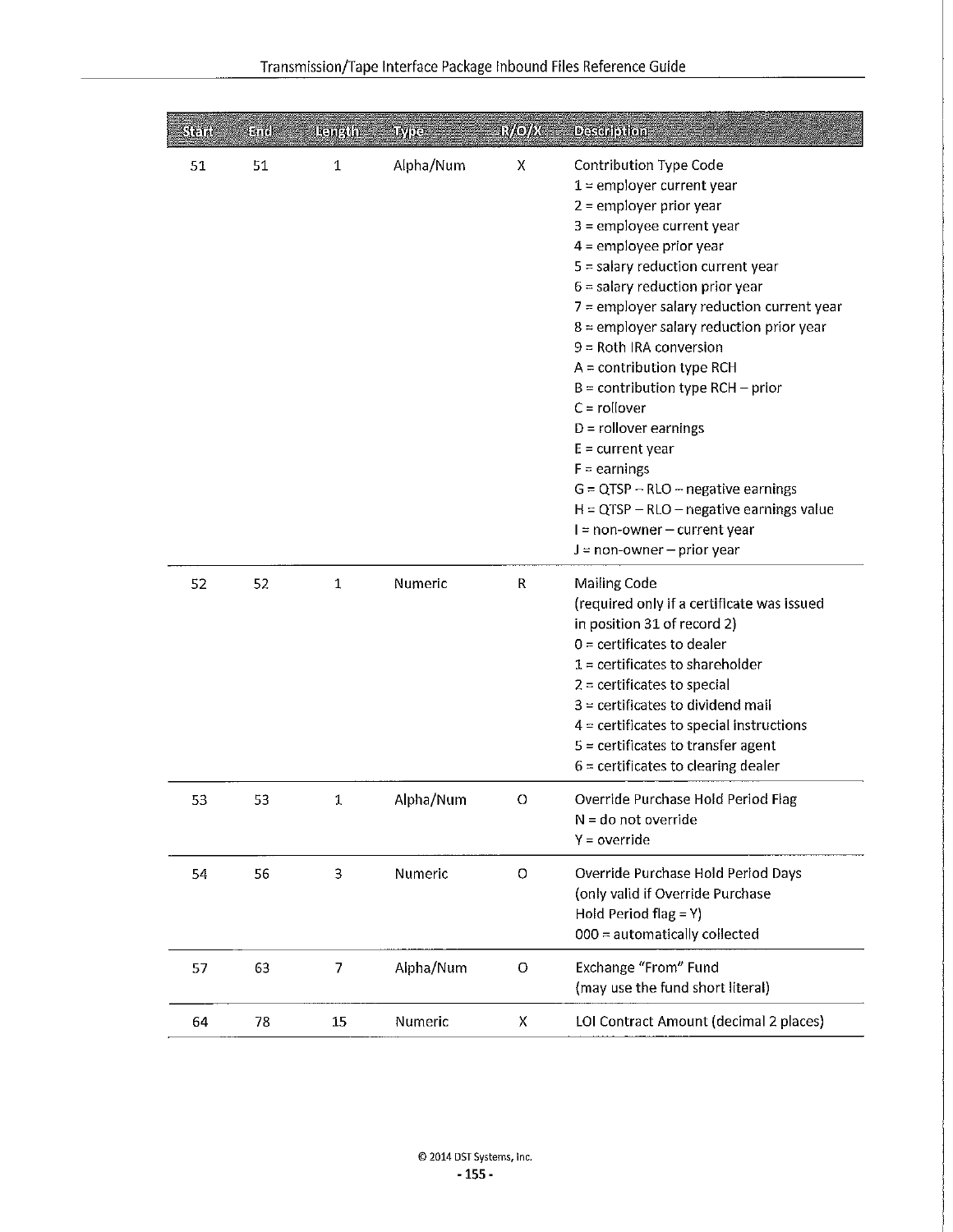| Start | End | Length | Type | R/O/X | Description |
|---|---|---|---|---|---|
| 51 | 51 | 1 | Alpha/Num | X | Contribution Type Code<br>1 = employer current year<br>2 = employer prior year<br>3 = employee current year<br>4 = employee prior year<br>5 = salary reduction current year<br>6 = salary reduction prior year<br>7 = employer salary reduction current year<br>8 = employer salary reduction prior year<br>9 = Roth IRA conversion<br>A = contribution type RCH<br>B = contribution type RCH – prior<br>C = rollover<br>D = rollover earnings<br>E = current year<br>F = earnings<br>G = QTSP – RLO – negative earnings<br>H = QTSP – RLO – negative earnings value<br>I = non-owner – current year<br>J = non-owner – prior year |
| 52 | 52 | 1 | Numeric | R | Mailing Code<br>(required only if a certificate was issued in position 31 of record 2)<br>0 = certificates to dealer<br>1 = certificates to shareholder<br>2 = certificates to special<br>3 = certificates to dividend mail<br>4 = certificates to special instructions<br>5 = certificates to transfer agent<br>6 = certificates to clearing dealer |
| 53 | 53 | 1 | Alpha/Num | O | Override Purchase Hold Period Flag<br>N = do not override<br>Y = override |
| 54 | 56 | 3 | Numeric | O | Override Purchase Hold Period Days<br>(only valid if Override Purchase Hold Period flag = Y)<br>000 = automatically collected |
| 57 | 63 | 7 | Alpha/Num | O | Exchange "From" Fund<br>(may use the fund short literal) |
| 64 | 78 | 15 | Numeric | X | LOI Contract Amount (decimal 2 places) |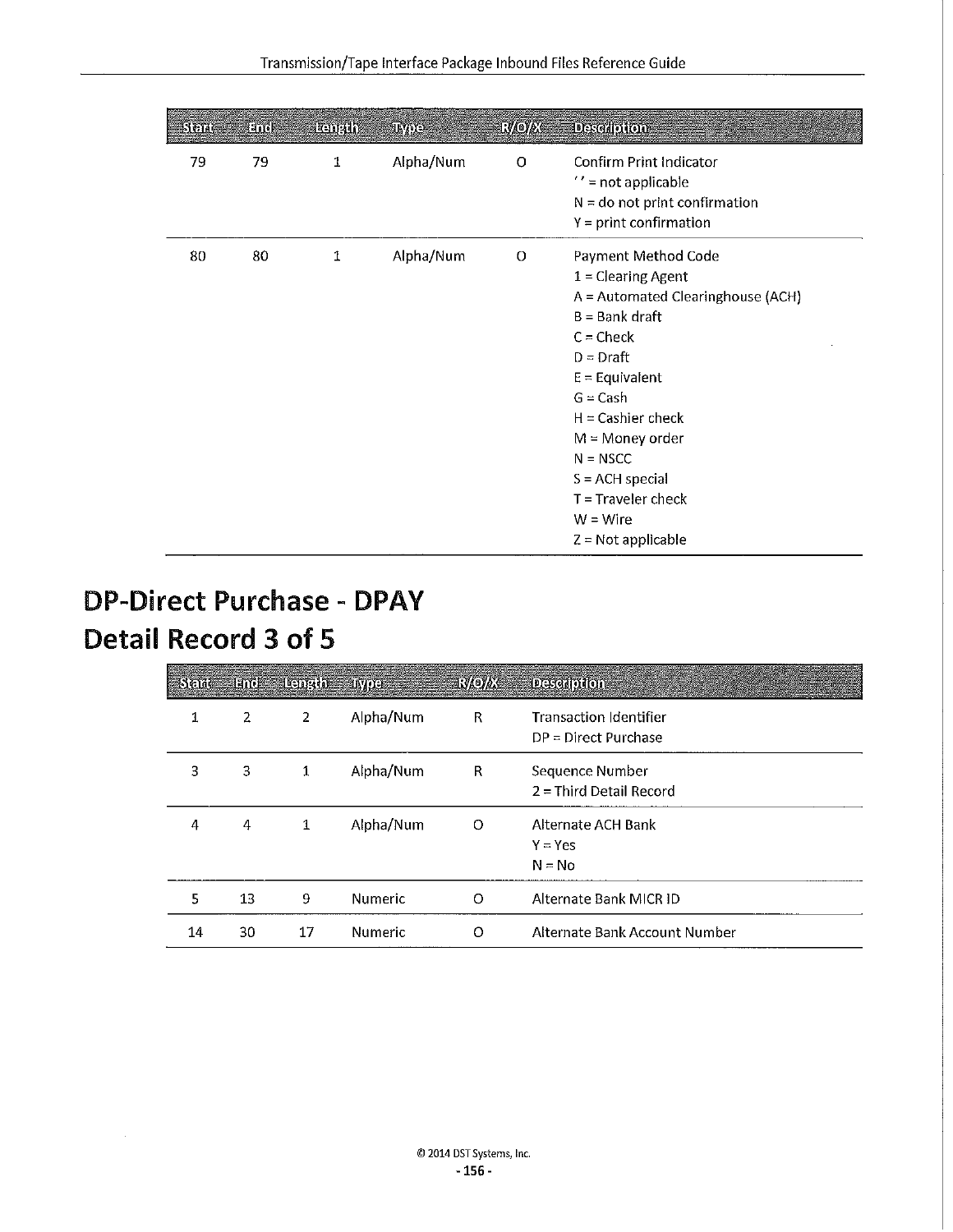| Start | End | Length | Type | R/O/X | Description |
|---|---|---|---|---|---|
| 79 | 79 | 1 | Alpha/Num | O | Confirm Print Indicator<br>' ' = not applicable<br>N = do not print confirmation<br>Y = print confirmation |
| 80 | 80 | 1 | Alpha/Num | O | Payment Method Code<br>1 = Clearing Agent<br>A = Automated Clearinghouse (ACH)<br>B = Bank draft<br>C = Check<br>D = Draft<br>E = Equivalent<br>G = Cash<br>H = Cashier check<br>M = Money order<br>N = NSCC<br>S = ACH special<br>T = Traveler check<br>W = Wire<br>Z = Not applicable |

# DP-Direct Purchase - DPAY

# Detail Record 3 of 5

| Start | End | Length | Type | R/O/X | Description |
|---|---|---|---|---|---|
| 1 | 2 | 2 | Alpha/Num | R | Transaction Identifier<br>DP = Direct Purchase |
| 3 | 3 | 1 | Alpha/Num | R | Sequence Number<br>2 = Third Detail Record |
| 4 | 4 | 1 | Alpha/Num | O | Alternate ACH Bank<br>Y = Yes<br>N = No |
| 5 | 13 | 9 | Numeric | O | Alternate Bank MICR ID |
| 14 | 30 | 17 | Numeric | O | Alternate Bank Account Number |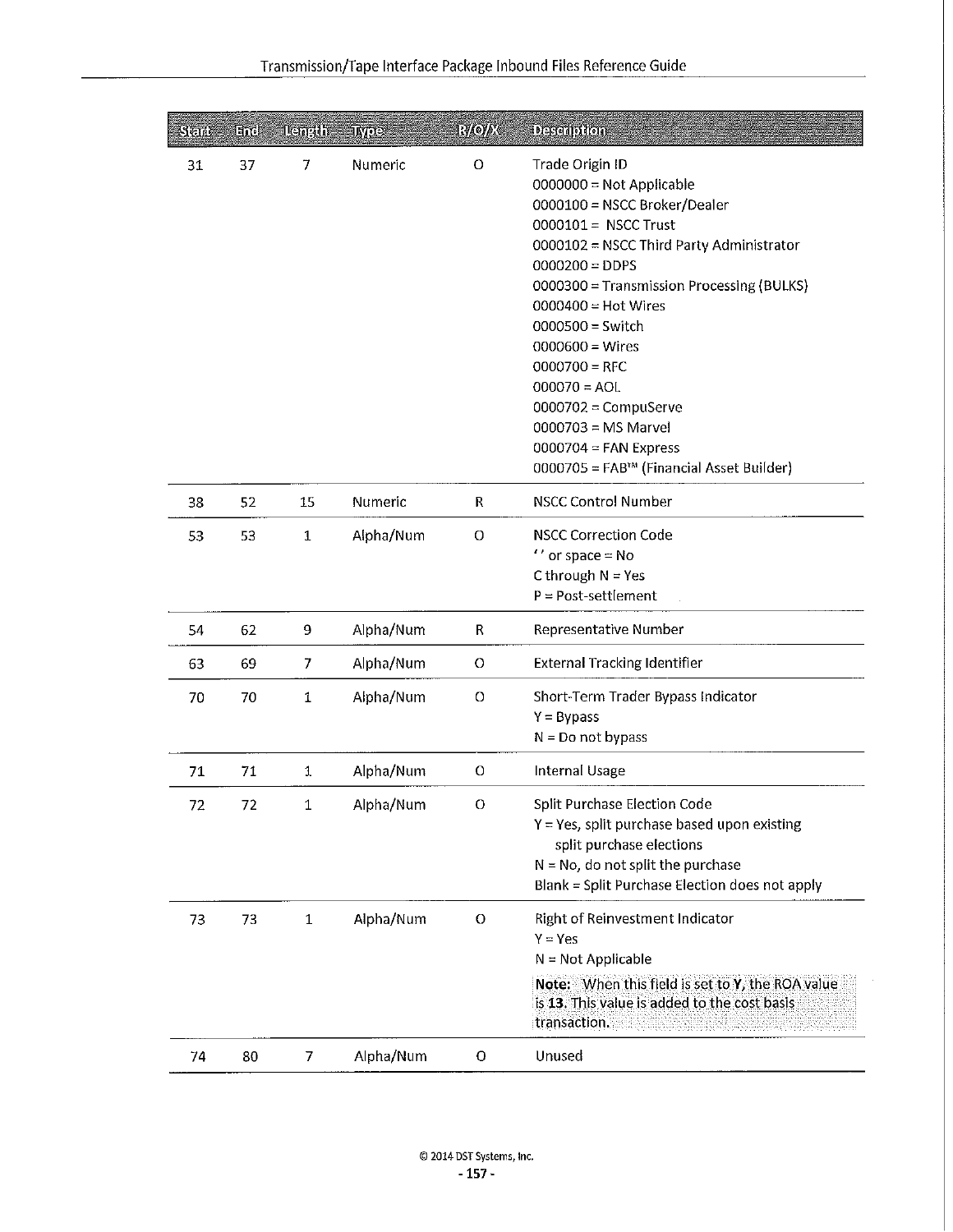| Start | End | Length | Type | R/O/X | Description |
|---|---|---|---|---|---|
| 31 | 37 | 7 | Numeric | O | Trade Origin ID<br>0000000 = Not Applicable<br>0000100 = NSCC Broker/Dealer<br>0000101 = NSCC Trust<br>0000102 = NSCC Third Party Administrator<br>0000200 = DDPS<br>0000300 = Transmission Processing (BULKS)<br>0000400 = Hot Wires<br>0000500 = Switch<br>0000600 = Wires<br>0000700 = RFC<br>000070 = AOL<br>0000702 = CompuServe<br>0000703 = MS Marvel<br>0000704 = FAN Express<br>0000705 = FAB™ (Financial Asset Builder) |
| 38 | 52 | 15 | Numeric | R | NSCC Control Number |
| 53 | 53 | 1 | Alpha/Num | O | NSCC Correction Code<br>'' or space = No<br>C through N = Yes<br>P = Post-settlement |
| 54 | 62 | 9 | Alpha/Num | R | Representative Number |
| 63 | 69 | 7 | Alpha/Num | O | External Tracking Identifier |
| 70 | 70 | 1 | Alpha/Num | O | Short-Term Trader Bypass Indicator<br>Y = Bypass<br>N = Do not bypass |
| 71 | 71 | 1 | Alpha/Num | O | Internal Usage |
| 72 | 72 | 1 | Alpha/Num | O | Split Purchase Election Code<br>Y = Yes, split purchase based upon existing split purchase elections<br>N = No, do not split the purchase<br>Blank = Split Purchase Election does not apply |
| 73 | 73 | 1 | Alpha/Num | O | Right of Reinvestment Indicator<br>Y = Yes<br>N = Not Applicable<br>**Note:** When this field is set to **Y**, the ROA value is **13**. This value is added to the cost basis transaction. |
| 74 | 80 | 7 | Alpha/Num | O | Unused |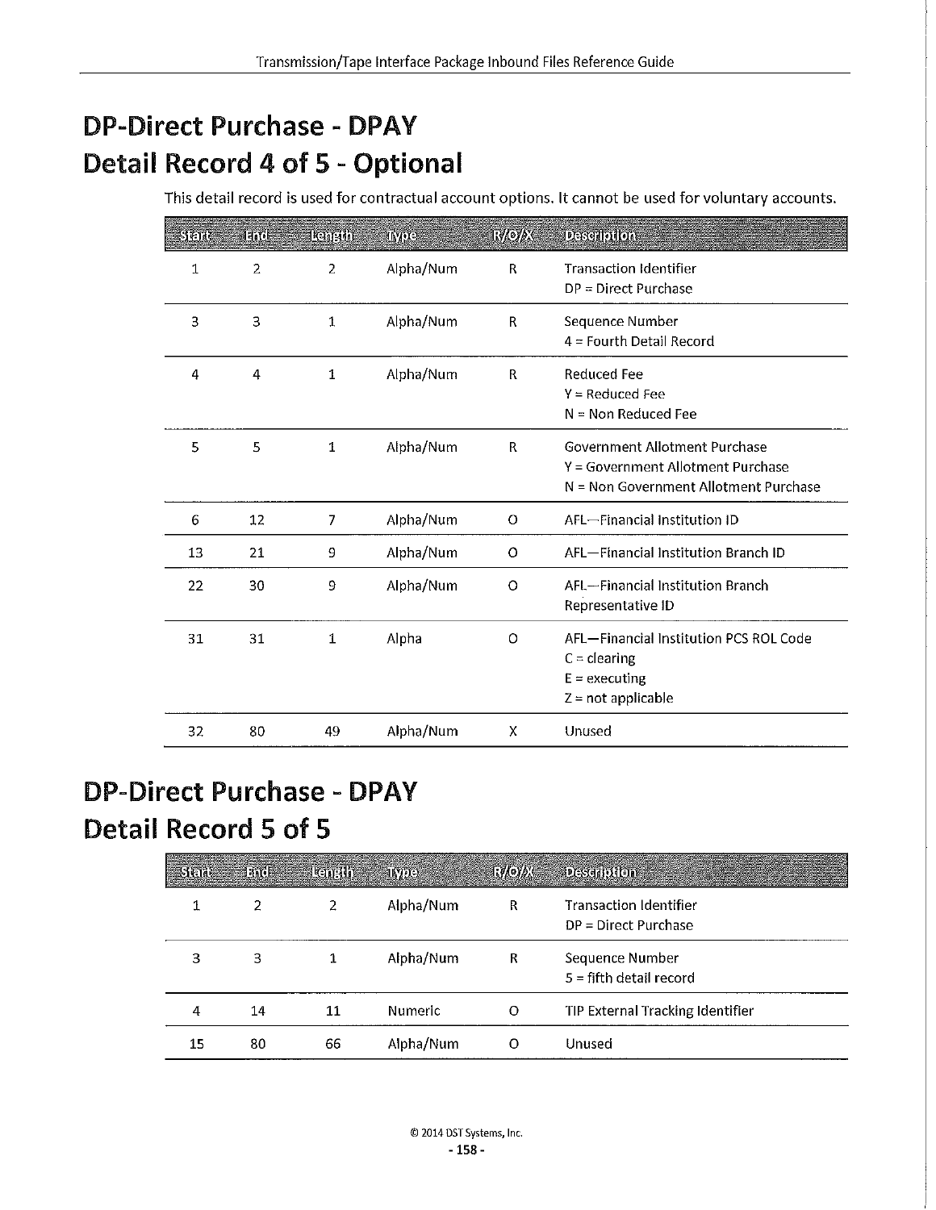# DP-Direct Purchase - DPAY
# Detail Record 4 of 5 - Optional

This detail record is used for contractual account options. It cannot be used for voluntary accounts.

| Start | End | Length | Type | R/O/X | Description |
|---|---|---|---|---|---|
| 1 | 2 | 2 | Alpha/Num | R | Transaction Identifier<br>DP = Direct Purchase |
| 3 | 3 | 1 | Alpha/Num | R | Sequence Number<br>4 = Fourth Detail Record |
| 4 | 4 | 1 | Alpha/Num | R | Reduced Fee<br>Y = Reduced Fee<br>N = Non Reduced Fee |
| 5 | 5 | 1 | Alpha/Num | R | Government Allotment Purchase<br>Y = Government Allotment Purchase<br>N = Non Government Allotment Purchase |
| 6 | 12 | 7 | Alpha/Num | O | AFL—Financial Institution ID |
| 13 | 21 | 9 | Alpha/Num | O | AFL—Financial Institution Branch ID |
| 22 | 30 | 9 | Alpha/Num | O | AFL—Financial Institution Branch Representative ID |
| 31 | 31 | 1 | Alpha | O | AFL—Financial Institution PCS ROL Code<br>C = clearing<br>E = executing<br>Z = not applicable |
| 32 | 80 | 49 | Alpha/Num | X | Unused |

# DP-Direct Purchase - DPAY
# Detail Record 5 of 5

| Start | End | Length | Type | R/O/X | Description |
|---|---|---|---|---|---|
| 1 | 2 | 2 | Alpha/Num | R | Transaction Identifier<br>DP = Direct Purchase |
| 3 | 3 | 1 | Alpha/Num | R | Sequence Number<br>5 = fifth detail record |
| 4 | 14 | 11 | Numeric | O | TIP External Tracking Identifier |
| 15 | 80 | 66 | Alpha/Num | O | Unused |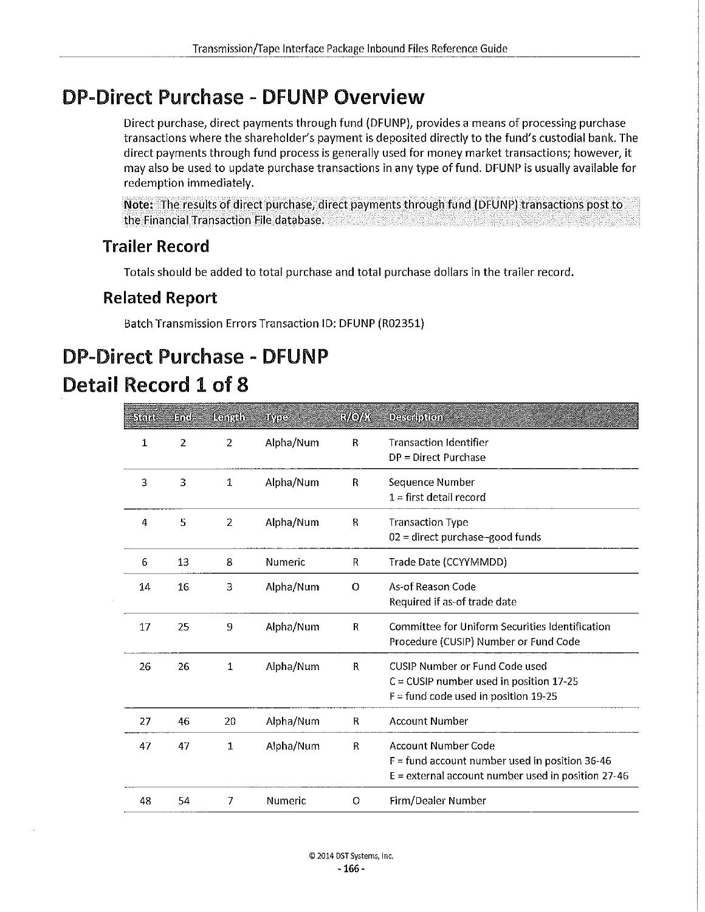# DP-Direct Purchase - DFUNP Overview

Direct purchase, direct payments through fund (DFUNP), provides a means of processing purchase transactions where the shareholder's payment is deposited directly to the fund's custodial bank. The direct payments through fund process is generally used for money market transactions; however, it may also be used to update purchase transactions in any type of fund. DFUNP is usually available for redemption immediately.

**Note:** The results of direct purchase, direct payments through fund (DFUNP) transactions post to the Financial Transaction File database.

## Trailer Record

Totals should be added to total purchase and total purchase dollars in the trailer record.

## Related Report

Batch Transmission Errors Transaction ID: DFUNP (R02351)

# DP-Direct Purchase - DFUNP

# Detail Record 1 of 8

| Start | End | Length | Type | R/O/X | Description |
|---|---|---|---|---|---|
| 1 | 2 | 2 | Alpha/Num | R | Transaction Identifier<br>DP = Direct Purchase |
| 3 | 3 | 1 | Alpha/Num | R | Sequence Number<br>1 = first detail record |
| 4 | 5 | 2 | Alpha/Num | R | Transaction Type<br>02 = direct purchase–good funds |
| 6 | 13 | 8 | Numeric | R | Trade Date (CCYYMMDD) |
| 14 | 16 | 3 | Alpha/Num | O | As-of Reason Code<br>Required if as-of trade date |
| 17 | 25 | 9 | Alpha/Num | R | Committee for Uniform Securities Identification Procedure (CUSIP) Number or Fund Code |
| 26 | 26 | 1 | Alpha/Num | R | CUSIP Number or Fund Code used<br>C = CUSIP number used in position 17-25<br>F = fund code used in position 19-25 |
| 27 | 46 | 20 | Alpha/Num | R | Account Number |
| 47 | 47 | 1 | Alpha/Num | R | Account Number Code<br>F = fund account number used in position 36-46<br>E = external account number used in position 27-46 |
| 48 | 54 | 7 | Numeric | O | Firm/Dealer Number |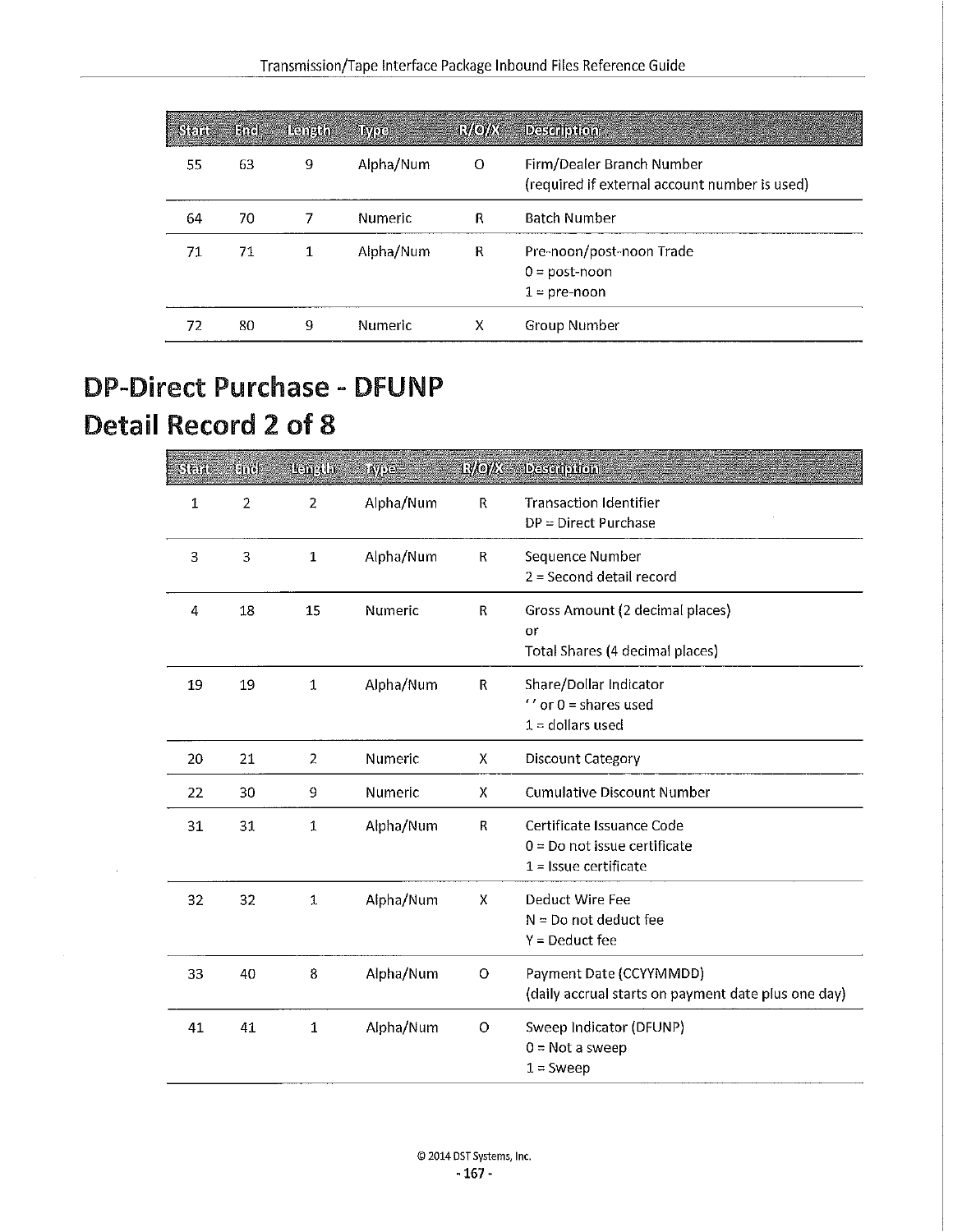| Start | End | Length | Type | R/O/X | Description |
|---|---|---|---|---|---|
| 55 | 63 | 9 | Alpha/Num | O | Firm/Dealer Branch Number<br>(required if external account number is used) |
| 64 | 70 | 7 | Numeric | R | Batch Number |
| 71 | 71 | 1 | Alpha/Num | R | Pre-noon/post-noon Trade<br>0 = post-noon<br>1 = pre-noon |
| 72 | 80 | 9 | Numeric | X | Group Number |

# DP-Direct Purchase - DFUNP
# Detail Record 2 of 8

| Start | End | Length | Type | R/O/X | Description |
|---|---|---|---|---|---|
| 1 | 2 | 2 | Alpha/Num | R | Transaction Identifier<br>DP = Direct Purchase |
| 3 | 3 | 1 | Alpha/Num | R | Sequence Number<br>2 = Second detail record |
| 4 | 18 | 15 | Numeric | R | Gross Amount (2 decimal places)<br>or<br>Total Shares (4 decimal places) |
| 19 | 19 | 1 | Alpha/Num | R | Share/Dollar Indicator<br>' ' or 0 = shares used<br>1 = dollars used |
| 20 | 21 | 2 | Numeric | X | Discount Category |
| 22 | 30 | 9 | Numeric | X | Cumulative Discount Number |
| 31 | 31 | 1 | Alpha/Num | R | Certificate Issuance Code<br>0 = Do not issue certificate<br>1 = Issue certificate |
| 32 | 32 | 1 | Alpha/Num | X | Deduct Wire Fee<br>N = Do not deduct fee<br>Y = Deduct fee |
| 33 | 40 | 8 | Alpha/Num | O | Payment Date (CCYYMMDD)<br>(daily accrual starts on payment date plus one day) |
| 41 | 41 | 1 | Alpha/Num | O | Sweep Indicator (DFUNP)<br>0 = Not a sweep<br>1 = Sweep |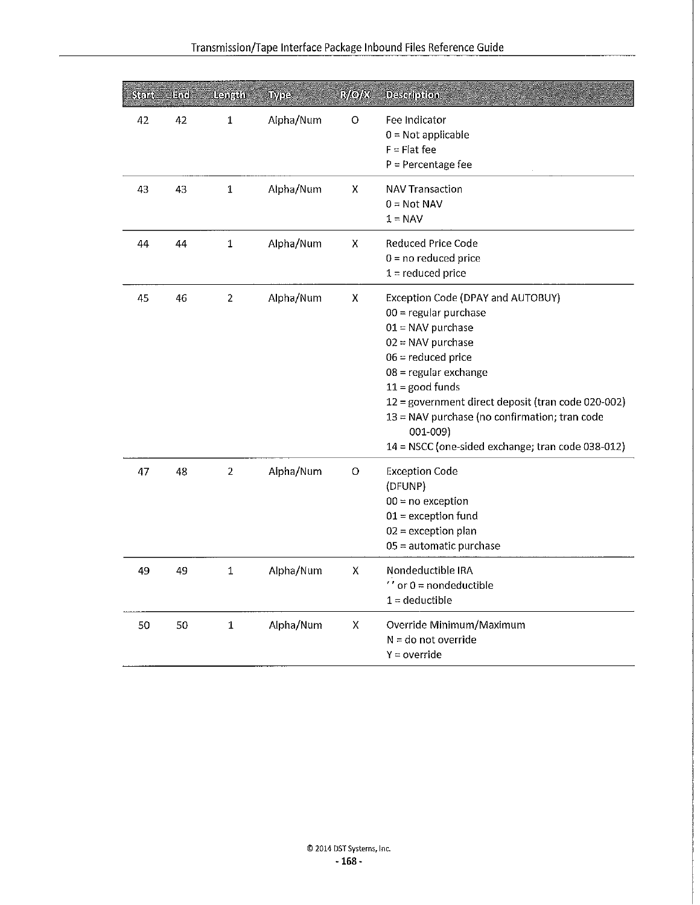| Start | End | Length | Type | R/O/X | Description |
|---|---|---|---|---|---|
| 42 | 42 | 1 | Alpha/Num | O | Fee Indicator<br>0 = Not applicable<br>F = Flat fee<br>P = Percentage fee |
| 43 | 43 | 1 | Alpha/Num | X | NAV Transaction<br>0 = Not NAV<br>1 = NAV |
| 44 | 44 | 1 | Alpha/Num | X | Reduced Price Code<br>0 = no reduced price<br>1 = reduced price |
| 45 | 46 | 2 | Alpha/Num | X | Exception Code (DPAY and AUTOBUY)<br>00 = regular purchase<br>01 = NAV purchase<br>02 = NAV purchase<br>06 = reduced price<br>08 = regular exchange<br>11 = good funds<br>12 = government direct deposit (tran code 020-002)<br>13 = NAV purchase (no confirmation; tran code 001-009)<br>14 = NSCC (one-sided exchange; tran code 038-012) |
| 47 | 48 | 2 | Alpha/Num | O | Exception Code<br>(DFUNP)<br>00 = no exception<br>01 = exception fund<br>02 = exception plan<br>05 = automatic purchase |
| 49 | 49 | 1 | Alpha/Num | X | Nondeductible IRA<br>' ' or 0 = nondeductible<br>1 = deductible |
| 50 | 50 | 1 | Alpha/Num | X | Override Minimum/Maximum<br>N = do not override<br>Y = override |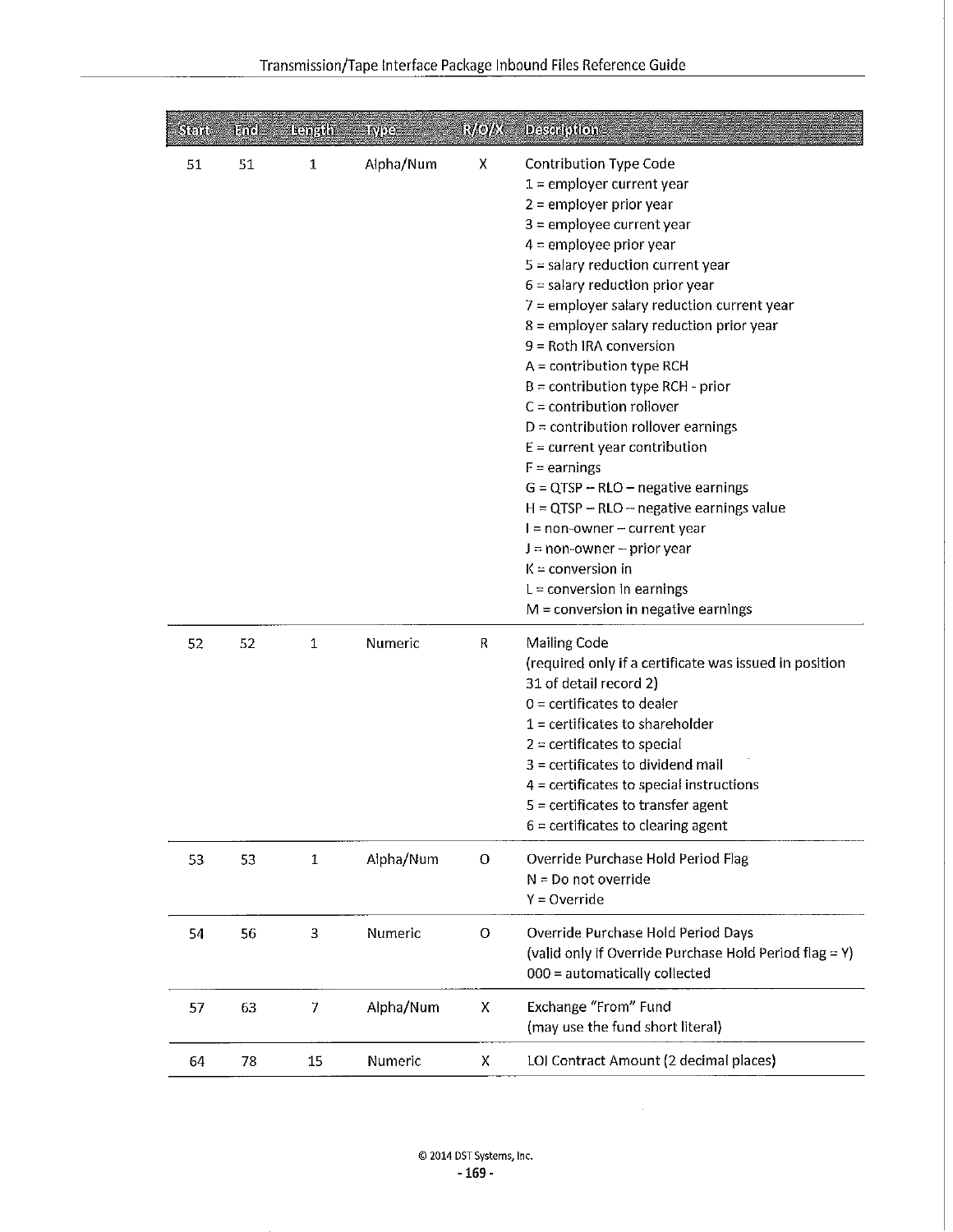| Start | End | Length | Type | R/O/X | Description |
|---|---|---|---|---|---|
| 51 | 51 | 1 | Alpha/Num | X | Contribution Type Code<br>1 = employer current year<br>2 = employer prior year<br>3 = employee current year<br>4 = employee prior year<br>5 = salary reduction current year<br>6 = salary reduction prior year<br>7 = employer salary reduction current year<br>8 = employer salary reduction prior year<br>9 = Roth IRA conversion<br>A = contribution type RCH<br>B = contribution type RCH - prior<br>C = contribution rollover<br>D = contribution rollover earnings<br>E = current year contribution<br>F = earnings<br>G = QTSP – RLO – negative earnings<br>H = QTSP – RLO – negative earnings value<br>I = non-owner – current year<br>J = non-owner – prior year<br>K = conversion in<br>L = conversion in earnings<br>M = conversion in negative earnings |
| 52 | 52 | 1 | Numeric | R | Mailing Code<br>(required only if a certificate was issued in position 31 of detail record 2)<br>0 = certificates to dealer<br>1 = certificates to shareholder<br>2 = certificates to special<br>3 = certificates to dividend mail<br>4 = certificates to special instructions<br>5 = certificates to transfer agent<br>6 = certificates to clearing agent |
| 53 | 53 | 1 | Alpha/Num | O | Override Purchase Hold Period Flag<br>N = Do not override<br>Y = Override |
| 54 | 56 | 3 | Numeric | O | Override Purchase Hold Period Days<br>(valid only if Override Purchase Hold Period flag = Y)<br>000 = automatically collected |
| 57 | 63 | 7 | Alpha/Num | X | Exchange "From" Fund<br>(may use the fund short literal) |
| 64 | 78 | 15 | Numeric | X | LOI Contract Amount (2 decimal places) |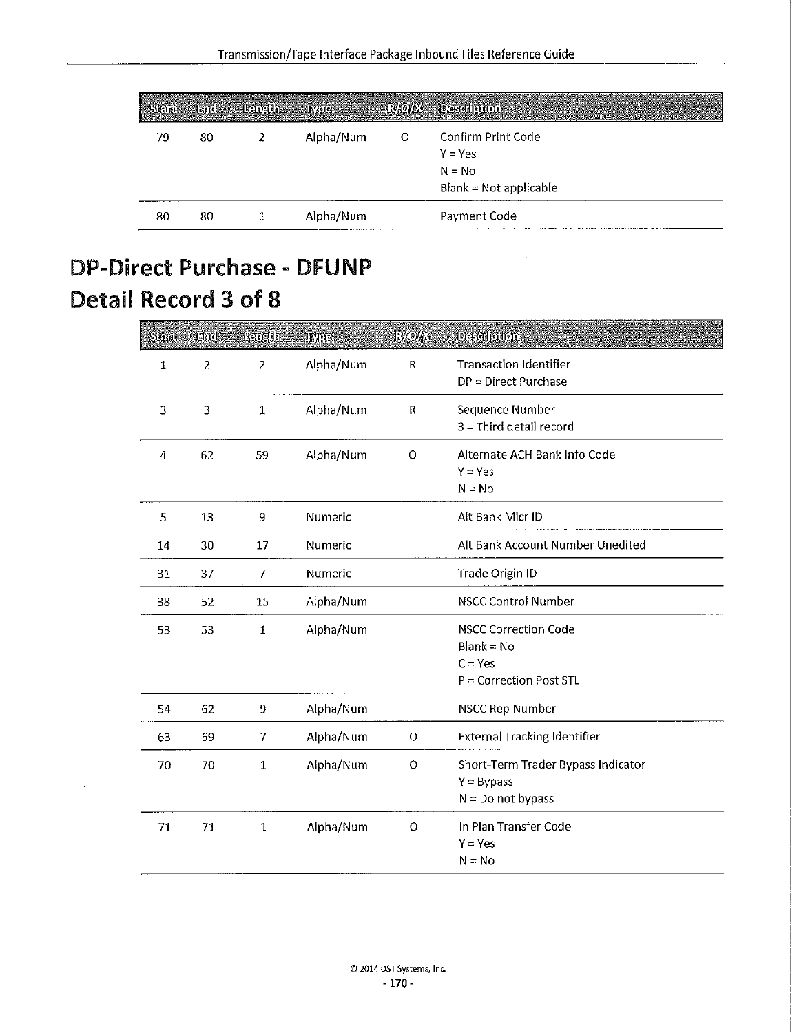| Start | End | Length | Type | R/O/X | Description |
|---|---|---|---|---|---|
| 79 | 80 | 2 | Alpha/Num | O | Confirm Print Code<br>Y = Yes<br>N = No<br>Blank = Not applicable |
| 80 | 80 | 1 | Alpha/Num | | Payment Code |

# DP-Direct Purchase - DFUNP

# Detail Record 3 of 8

| Start | End | Length | Type | R/O/X | Description |
|---|---|---|---|---|---|
| 1 | 2 | 2 | Alpha/Num | R | Transaction Identifier<br>DP = Direct Purchase |
| 3 | 3 | 1 | Alpha/Num | R | Sequence Number<br>3 = Third detail record |
| 4 | 62 | 59 | Alpha/Num | O | Alternate ACH Bank Info Code<br>Y = Yes<br>N = No |
| 5 | 13 | 9 | Numeric | | Alt Bank Micr ID |
| 14 | 30 | 17 | Numeric | | Alt Bank Account Number Unedited |
| 31 | 37 | 7 | Numeric | | Trade Origin ID |
| 38 | 52 | 15 | Alpha/Num | | NSCC Control Number |
| 53 | 53 | 1 | Alpha/Num | | NSCC Correction Code<br>Blank = No<br>C = Yes<br>P = Correction Post STL |
| 54 | 62 | 9 | Alpha/Num | | NSCC Rep Number |
| 63 | 69 | 7 | Alpha/Num | O | External Tracking Identifier |
| 70 | 70 | 1 | Alpha/Num | O | Short-Term Trader Bypass Indicator<br>Y = Bypass<br>N = Do not bypass |
| 71 | 71 | 1 | Alpha/Num | O | In Plan Transfer Code<br>Y = Yes<br>N = No |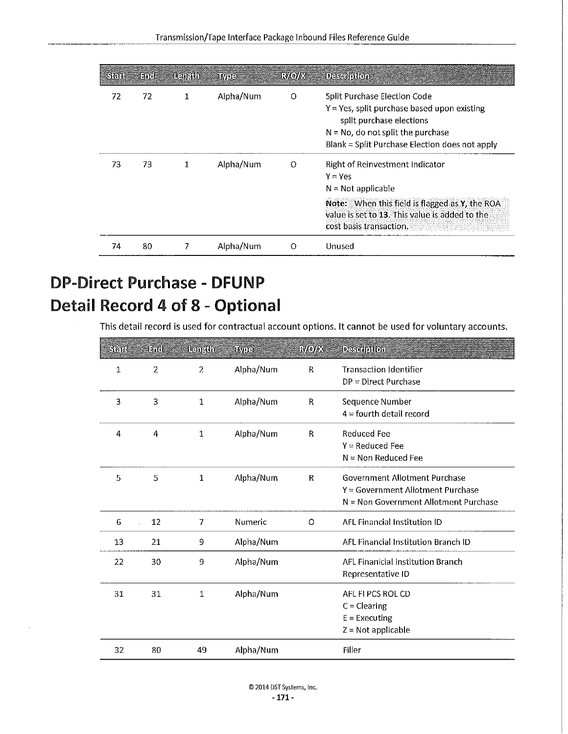| Start | End | Length | Type | R/O/X | Description |
|---|---|---|---|---|---|
| 72 | 72 | 1 | Alpha/Num | O | Split Purchase Election Code<br>Y = Yes, split purchase based upon existing split purchase elections<br>N = No, do not split the purchase<br>Blank = Split Purchase Election does not apply |
| 73 | 73 | 1 | Alpha/Num | O | Right of Reinvestment Indicator<br>Y = Yes<br>N = Not applicable<br>**Note:** When this field is flagged as **Y**, the ROA value is set to **13**. This value is added to the cost basis transaction. |
| 74 | 80 | 7 | Alpha/Num | O | Unused |

# DP-Direct Purchase - DFUNP
# Detail Record 4 of 8 - Optional

This detail record is used for contractual account options. It cannot be used for voluntary accounts.

| Start | End | Length | Type | R/O/X | Description |
|---|---|---|---|---|---|
| 1 | 2 | 2 | Alpha/Num | R | Transaction Identifier<br>DP = Direct Purchase |
| 3 | 3 | 1 | Alpha/Num | R | Sequence Number<br>4 = fourth detail record |
| 4 | 4 | 1 | Alpha/Num | R | Reduced Fee<br>Y = Reduced Fee<br>N = Non Reduced Fee |
| 5 | 5 | 1 | Alpha/Num | R | Government Allotment Purchase<br>Y = Government Allotment Purchase<br>N = Non Government Allotment Purchase |
| 6 | 12 | 7 | Numeric | O | AFL Financial Institution ID |
| 13 | 21 | 9 | Alpha/Num | | AFL Financial Institution Branch ID |
| 22 | 30 | 9 | Alpha/Num | | AFL Finanicial Institution Branch Representative ID |
| 31 | 31 | 1 | Alpha/Num | | AFL FI PCS ROL CD<br>C = Clearing<br>E = Executing<br>Z = Not applicable |
| 32 | 80 | 49 | Alpha/Num | | Filler |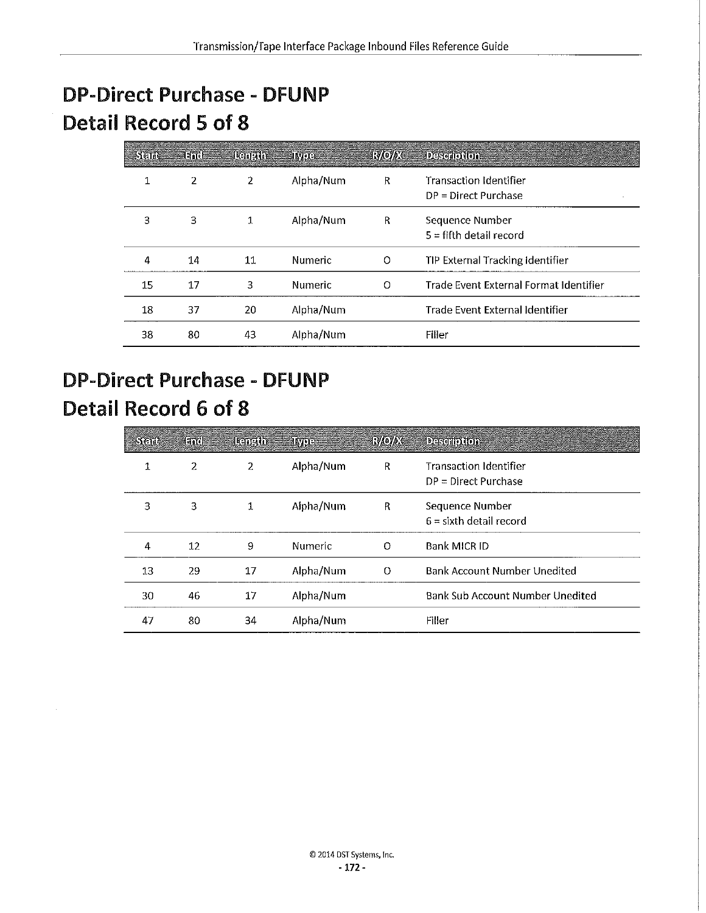# DP-Direct Purchase - DFUNP
# Detail Record 5 of 8

| Start | End | Length | Type | R/O/X | Description |
|---|---|---|---|---|---|
| 1 | 2 | 2 | Alpha/Num | R | Transaction Identifier<br>DP = Direct Purchase |
| 3 | 3 | 1 | Alpha/Num | R | Sequence Number<br>5 = fifth detail record |
| 4 | 14 | 11 | Numeric | O | TIP External Tracking Identifier |
| 15 | 17 | 3 | Numeric | O | Trade Event External Format Identifier |
| 18 | 37 | 20 | Alpha/Num | | Trade Event External Identifier |
| 38 | 80 | 43 | Alpha/Num | | Filler |

# DP-Direct Purchase - DFUNP
# Detail Record 6 of 8

| Start | End | Length | Type | R/O/X | Description |
|---|---|---|---|---|---|
| 1 | 2 | 2 | Alpha/Num | R | Transaction Identifier<br>DP = Direct Purchase |
| 3 | 3 | 1 | Alpha/Num | R | Sequence Number<br>6 = sixth detail record |
| 4 | 12 | 9 | Numeric | O | Bank MICR ID |
| 13 | 29 | 17 | Alpha/Num | O | Bank Account Number Unedited |
| 30 | 46 | 17 | Alpha/Num | | Bank Sub Account Number Unedited |
| 47 | 80 | 34 | Alpha/Num | | Filler |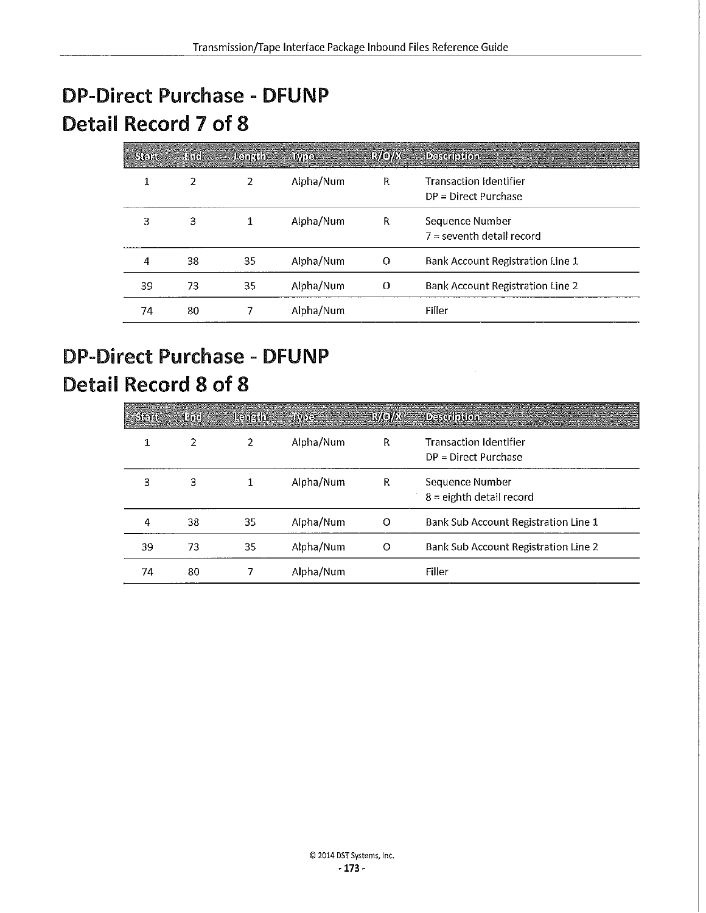# DP-Direct Purchase - DFUNP
# Detail Record 7 of 8

| Start | End | Length | Type | R/O/X | Description |
|---|---|---|---|---|---|
| 1 | 2 | 2 | Alpha/Num | R | Transaction Identifier<br>DP = Direct Purchase |
| 3 | 3 | 1 | Alpha/Num | R | Sequence Number<br>7 = seventh detail record |
| 4 | 38 | 35 | Alpha/Num | O | Bank Account Registration Line 1 |
| 39 | 73 | 35 | Alpha/Num | O | Bank Account Registration Line 2 |
| 74 | 80 | 7 | Alpha/Num | | Filler |

# DP-Direct Purchase - DFUNP
# Detail Record 8 of 8

| Start | End | Length | Type | R/O/X | Description |
|---|---|---|---|---|---|
| 1 | 2 | 2 | Alpha/Num | R | Transaction Identifier<br>DP = Direct Purchase |
| 3 | 3 | 1 | Alpha/Num | R | Sequence Number<br>8 = eighth detail record |
| 4 | 38 | 35 | Alpha/Num | O | Bank Sub Account Registration Line 1 |
| 39 | 73 | 35 | Alpha/Num | O | Bank Sub Account Registration Line 2 |
| 74 | 80 | 7 | Alpha/Num | | Filler |